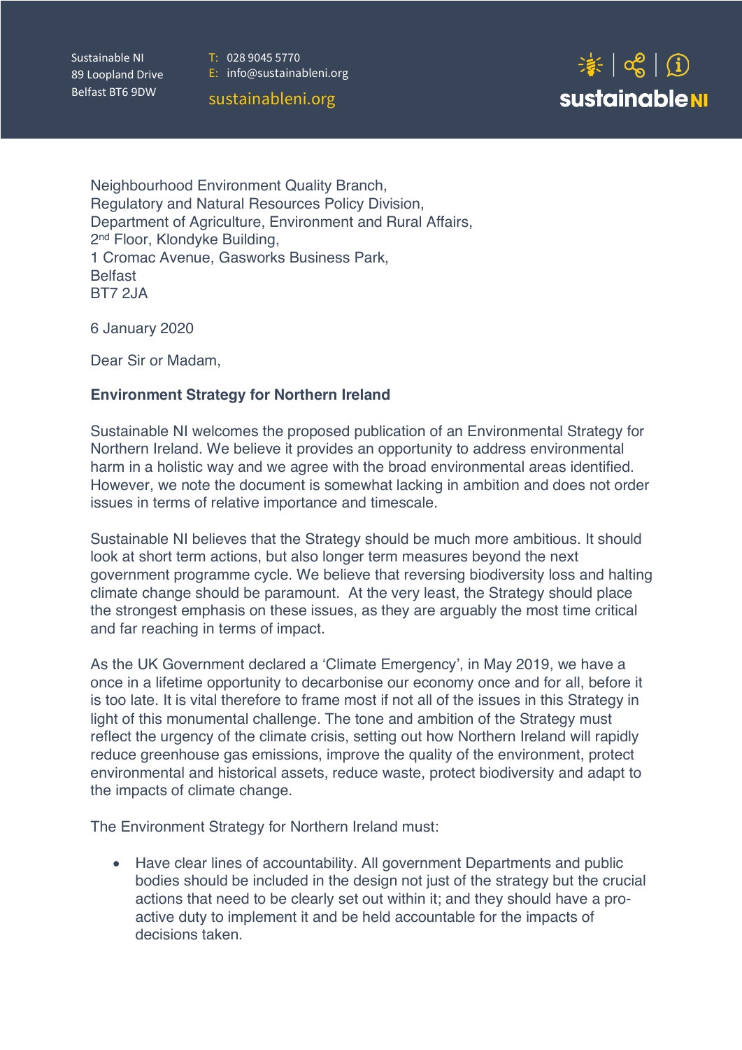Sustainable NI
89 Loopland Drive
Belfast BT6 9DW

T: 028 9045 5770
E: info@sustainableni.org
sustainableni.org

sustainableNI

Neighbourhood Environment Quality Branch,
Regulatory and Natural Resources Policy Division,
Department of Agriculture, Environment and Rural Affairs,
2nd Floor, Klondyke Building,
1 Cromac Avenue, Gasworks Business Park,
Belfast
BT7 2JA

6 January 2020

Dear Sir or Madam,

**Environment Strategy for Northern Ireland**

Sustainable NI welcomes the proposed publication of an Environmental Strategy for Northern Ireland. We believe it provides an opportunity to address environmental harm in a holistic way and we agree with the broad environmental areas identified. However, we note the document is somewhat lacking in ambition and does not order issues in terms of relative importance and timescale.

Sustainable NI believes that the Strategy should be much more ambitious. It should look at short term actions, but also longer term measures beyond the next government programme cycle. We believe that reversing biodiversity loss and halting climate change should be paramount. At the very least, the Strategy should place the strongest emphasis on these issues, as they are arguably the most time critical and far reaching in terms of impact.

As the UK Government declared a 'Climate Emergency', in May 2019, we have a once in a lifetime opportunity to decarbonise our economy once and for all, before it is too late. It is vital therefore to frame most if not all of the issues in this Strategy in light of this monumental challenge. The tone and ambition of the Strategy must reflect the urgency of the climate crisis, setting out how Northern Ireland will rapidly reduce greenhouse gas emissions, improve the quality of the environment, protect environmental and historical assets, reduce waste, protect biodiversity and adapt to the impacts of climate change.

The Environment Strategy for Northern Ireland must:

- Have clear lines of accountability. All government Departments and public bodies should be included in the design not just of the strategy but the crucial actions that need to be clearly set out within it; and they should have a pro-active duty to implement it and be held accountable for the impacts of decisions taken.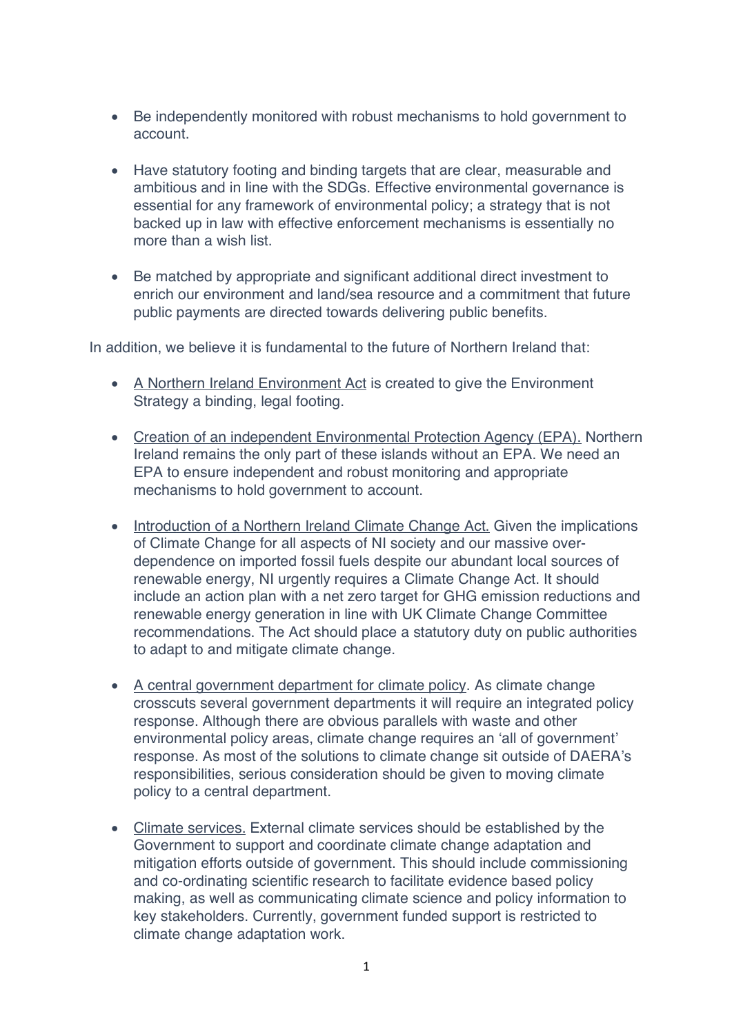- Be independently monitored with robust mechanisms to hold government to account.

- Have statutory footing and binding targets that are clear, measurable and ambitious and in line with the SDGs. Effective environmental governance is essential for any framework of environmental policy; a strategy that is not backed up in law with effective enforcement mechanisms is essentially no more than a wish list.

- Be matched by appropriate and significant additional direct investment to enrich our environment and land/sea resource and a commitment that future public payments are directed towards delivering public benefits.

In addition, we believe it is fundamental to the future of Northern Ireland that:

- A Northern Ireland Environment Act is created to give the Environment Strategy a binding, legal footing.

- Creation of an independent Environmental Protection Agency (EPA). Northern Ireland remains the only part of these islands without an EPA. We need an EPA to ensure independent and robust monitoring and appropriate mechanisms to hold government to account.

- Introduction of a Northern Ireland Climate Change Act. Given the implications of Climate Change for all aspects of NI society and our massive over-dependence on imported fossil fuels despite our abundant local sources of renewable energy, NI urgently requires a Climate Change Act. It should include an action plan with a net zero target for GHG emission reductions and renewable energy generation in line with UK Climate Change Committee recommendations. The Act should place a statutory duty on public authorities to adapt to and mitigate climate change.

- A central government department for climate policy. As climate change crosscuts several government departments it will require an integrated policy response. Although there are obvious parallels with waste and other environmental policy areas, climate change requires an 'all of government' response. As most of the solutions to climate change sit outside of DAERA's responsibilities, serious consideration should be given to moving climate policy to a central department.

- Climate services. External climate services should be established by the Government to support and coordinate climate change adaptation and mitigation efforts outside of government. This should include commissioning and co-ordinating scientific research to facilitate evidence based policy making, as well as communicating climate science and policy information to key stakeholders. Currently, government funded support is restricted to climate change adaptation work.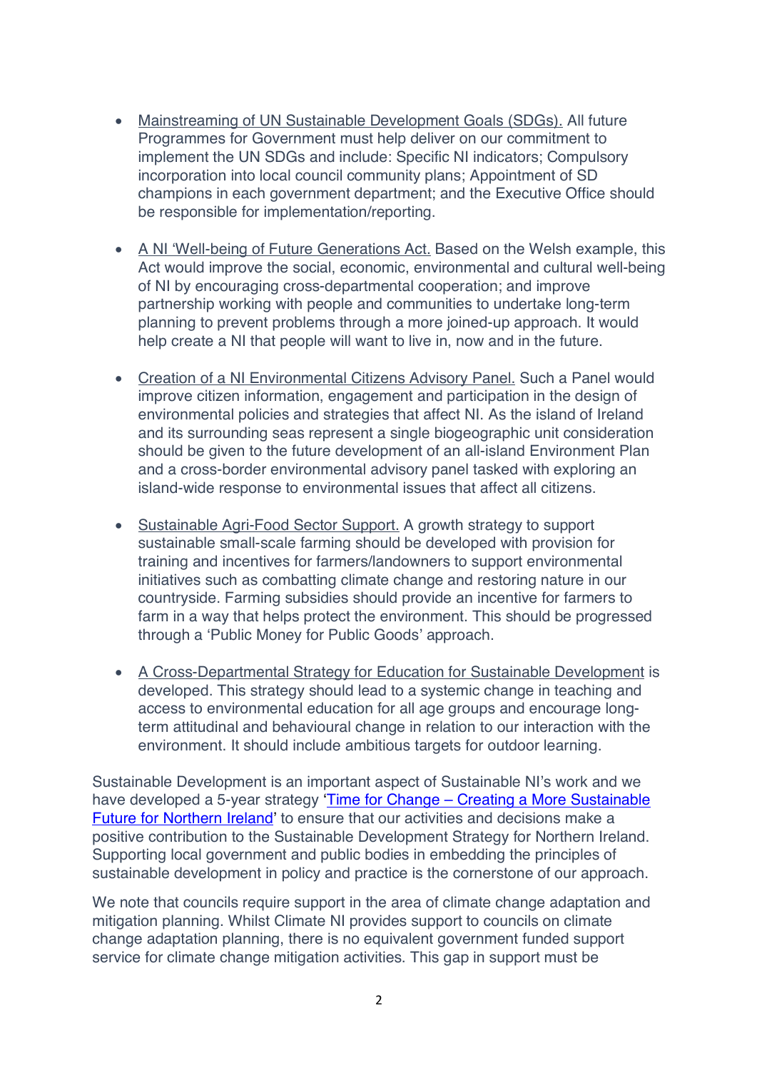- Mainstreaming of UN Sustainable Development Goals (SDGs). All future Programmes for Government must help deliver on our commitment to implement the UN SDGs and include: Specific NI indicators; Compulsory incorporation into local council community plans; Appointment of SD champions in each government department; and the Executive Office should be responsible for implementation/reporting.

- A NI 'Well-being of Future Generations Act. Based on the Welsh example, this Act would improve the social, economic, environmental and cultural well-being of NI by encouraging cross-departmental cooperation; and improve partnership working with people and communities to undertake long-term planning to prevent problems through a more joined-up approach. It would help create a NI that people will want to live in, now and in the future.

- Creation of a NI Environmental Citizens Advisory Panel. Such a Panel would improve citizen information, engagement and participation in the design of environmental policies and strategies that affect NI. As the island of Ireland and its surrounding seas represent a single biogeographic unit consideration should be given to the future development of an all-island Environment Plan and a cross-border environmental advisory panel tasked with exploring an island-wide response to environmental issues that affect all citizens.

- Sustainable Agri-Food Sector Support. A growth strategy to support sustainable small-scale farming should be developed with provision for training and incentives for farmers/landowners to support environmental initiatives such as combatting climate change and restoring nature in our countryside. Farming subsidies should provide an incentive for farmers to farm in a way that helps protect the environment. This should be progressed through a 'Public Money for Public Goods' approach.

- A Cross-Departmental Strategy for Education for Sustainable Development is developed. This strategy should lead to a systemic change in teaching and access to environmental education for all age groups and encourage long-term attitudinal and behavioural change in relation to our interaction with the environment. It should include ambitious targets for outdoor learning.

Sustainable Development is an important aspect of Sustainable NI's work and we have developed a 5-year strategy 'Time for Change – Creating a More Sustainable Future for Northern Ireland' to ensure that our activities and decisions make a positive contribution to the Sustainable Development Strategy for Northern Ireland. Supporting local government and public bodies in embedding the principles of sustainable development in policy and practice is the cornerstone of our approach.

We note that councils require support in the area of climate change adaptation and mitigation planning. Whilst Climate NI provides support to councils on climate change adaptation planning, there is no equivalent government funded support service for climate change mitigation activities. This gap in support must be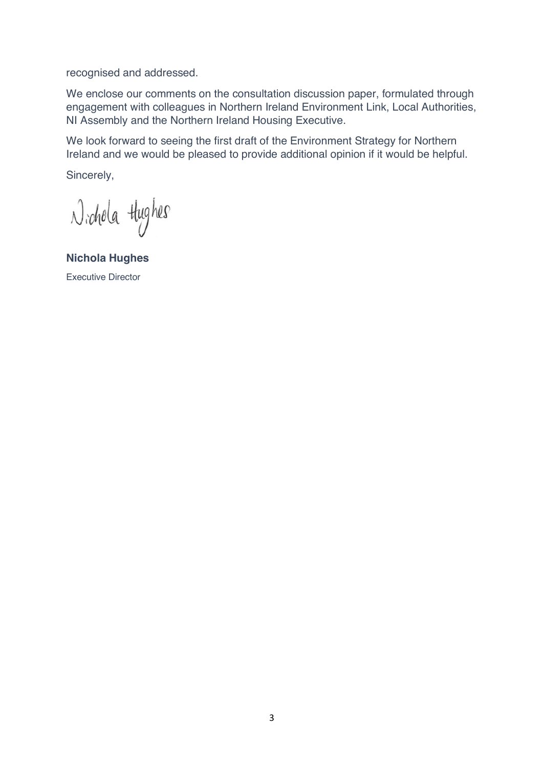recognised and addressed.

We enclose our comments on the consultation discussion paper, formulated through engagement with colleagues in Northern Ireland Environment Link, Local Authorities, NI Assembly and the Northern Ireland Housing Executive.

We look forward to seeing the first draft of the Environment Strategy for Northern Ireland and we would be pleased to provide additional opinion if it would be helpful.

Sincerely,

Nichola Hughes

**Nichola Hughes**

Executive Director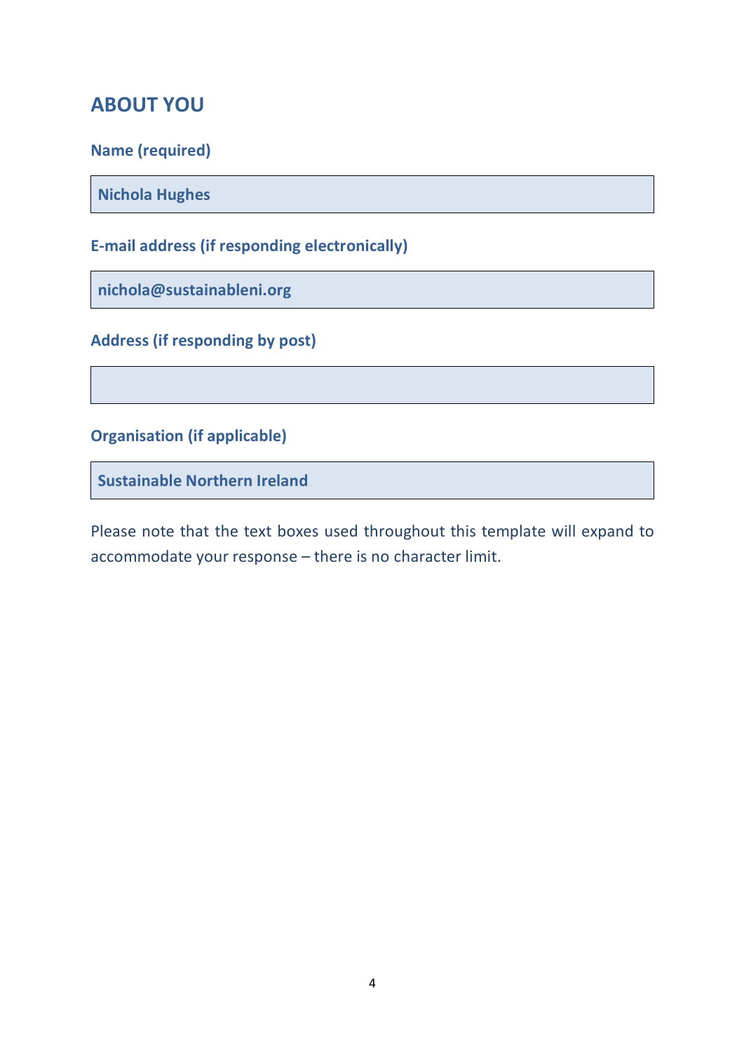## ABOUT YOU

**Name (required)**

| Nichola Hughes |
|---|

**E-mail address (if responding electronically)**

| nichola@sustainableni.org |
|---|

**Address (if responding by post)**

| |
|---|

**Organisation (if applicable)**

| Sustainable Northern Ireland |
|---|

Please note that the text boxes used throughout this template will expand to accommodate your response – there is no character limit.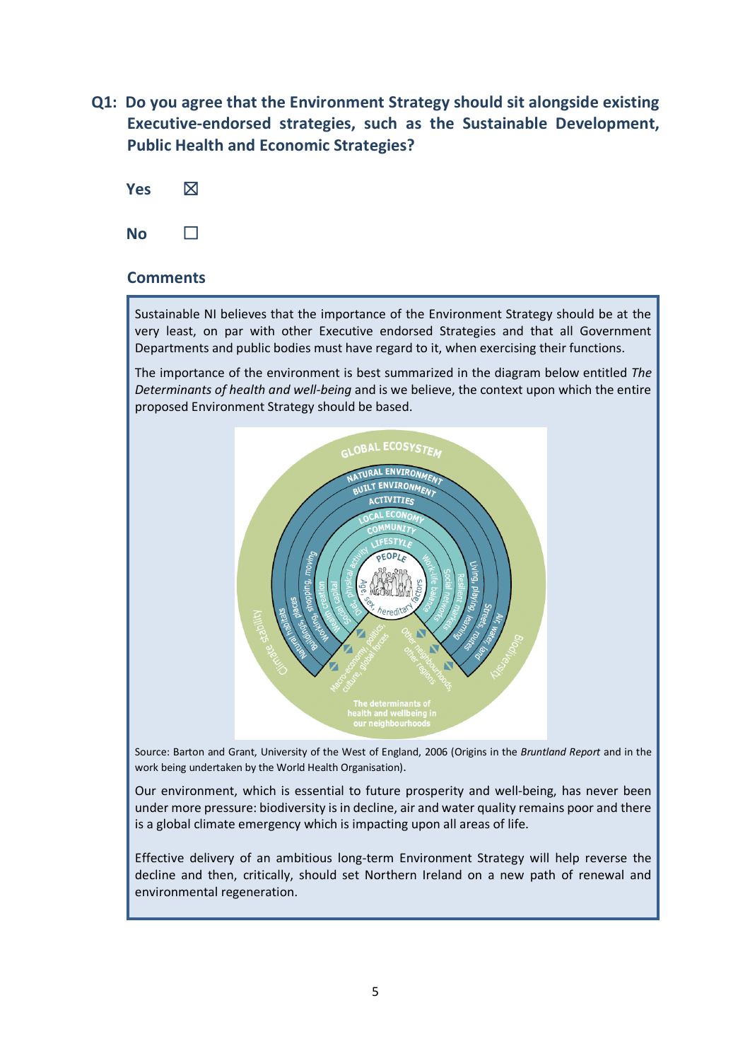## Q1: Do you agree that the Environment Strategy should sit alongside existing Executive-endorsed strategies, such as the Sustainable Development, Public Health and Economic Strategies?

**Yes** ☒

**No** ☐

### Comments

Sustainable NI believes that the importance of the Environment Strategy should be at the very least, on par with other Executive endorsed Strategies and that all Government Departments and public bodies must have regard to it, when exercising their functions.

The importance of the environment is best summarized in the diagram below entitled *The Determinants of health and well-being* and is we believe, the context upon which the entire proposed Environment Strategy should be based.

Source: Barton and Grant, University of the West of England, 2006 (Origins in the *Bruntland Report* and in the work being undertaken by the World Health Organisation).

Our environment, which is essential to future prosperity and well-being, has never been under more pressure: biodiversity is in decline, air and water quality remains poor and there is a global climate emergency which is impacting upon all areas of life.

Effective delivery of an ambitious long-term Environment Strategy will help reverse the decline and then, critically, should set Northern Ireland on a new path of renewal and environmental regeneration.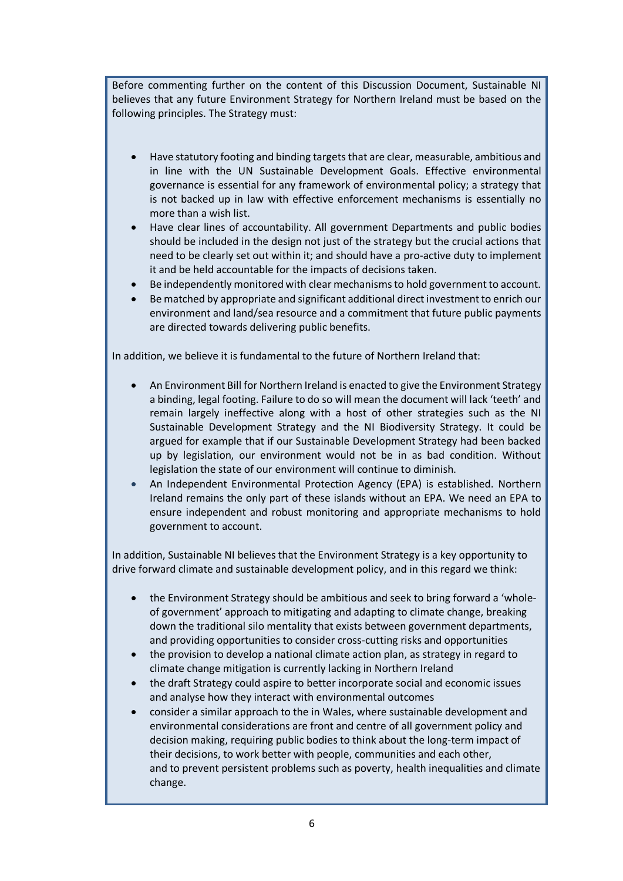Before commenting further on the content of this Discussion Document, Sustainable NI believes that any future Environment Strategy for Northern Ireland must be based on the following principles. The Strategy must:

- Have statutory footing and binding targets that are clear, measurable, ambitious and in line with the UN Sustainable Development Goals. Effective environmental governance is essential for any framework of environmental policy; a strategy that is not backed up in law with effective enforcement mechanisms is essentially no more than a wish list.
- Have clear lines of accountability. All government Departments and public bodies should be included in the design not just of the strategy but the crucial actions that need to be clearly set out within it; and should have a pro-active duty to implement it and be held accountable for the impacts of decisions taken.
- Be independently monitored with clear mechanisms to hold government to account.
- Be matched by appropriate and significant additional direct investment to enrich our environment and land/sea resource and a commitment that future public payments are directed towards delivering public benefits.

In addition, we believe it is fundamental to the future of Northern Ireland that:

- An Environment Bill for Northern Ireland is enacted to give the Environment Strategy a binding, legal footing. Failure to do so will mean the document will lack 'teeth' and remain largely ineffective along with a host of other strategies such as the NI Sustainable Development Strategy and the NI Biodiversity Strategy. It could be argued for example that if our Sustainable Development Strategy had been backed up by legislation, our environment would not be in as bad condition. Without legislation the state of our environment will continue to diminish.
- An Independent Environmental Protection Agency (EPA) is established. Northern Ireland remains the only part of these islands without an EPA. We need an EPA to ensure independent and robust monitoring and appropriate mechanisms to hold government to account.

In addition, Sustainable NI believes that the Environment Strategy is a key opportunity to drive forward climate and sustainable development policy, and in this regard we think:

- the Environment Strategy should be ambitious and seek to bring forward a 'whole-of government' approach to mitigating and adapting to climate change, breaking down the traditional silo mentality that exists between government departments, and providing opportunities to consider cross-cutting risks and opportunities
- the provision to develop a national climate action plan, as strategy in regard to climate change mitigation is currently lacking in Northern Ireland
- the draft Strategy could aspire to better incorporate social and economic issues and analyse how they interact with environmental outcomes
- consider a similar approach to the in Wales, where sustainable development and environmental considerations are front and centre of all government policy and decision making, requiring public bodies to think about the long-term impact of their decisions, to work better with people, communities and each other, and to prevent persistent problems such as poverty, health inequalities and climate change.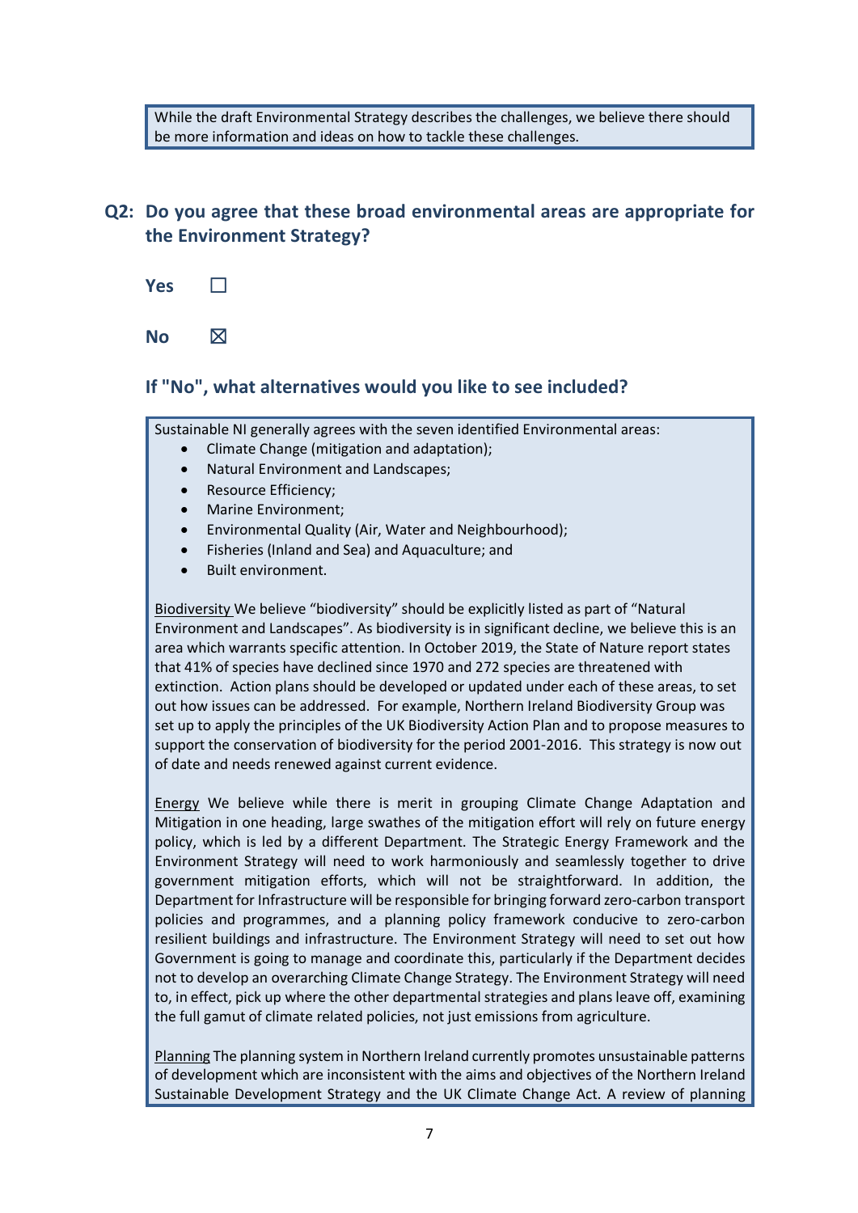While the draft Environmental Strategy describes the challenges, we believe there should be more information and ideas on how to tackle these challenges.

## Q2: Do you agree that these broad environmental areas are appropriate for the Environment Strategy?

**Yes** ☐

**No** ☒

### If "No", what alternatives would you like to see included?

Sustainable NI generally agrees with the seven identified Environmental areas:

- Climate Change (mitigation and adaptation);
- Natural Environment and Landscapes;
- Resource Efficiency;
- Marine Environment;
- Environmental Quality (Air, Water and Neighbourhood);
- Fisheries (Inland and Sea) and Aquaculture; and
- Built environment.

Biodiversity We believe "biodiversity" should be explicitly listed as part of "Natural Environment and Landscapes". As biodiversity is in significant decline, we believe this is an area which warrants specific attention. In October 2019, the State of Nature report states that 41% of species have declined since 1970 and 272 species are threatened with extinction. Action plans should be developed or updated under each of these areas, to set out how issues can be addressed. For example, Northern Ireland Biodiversity Group was set up to apply the principles of the UK Biodiversity Action Plan and to propose measures to support the conservation of biodiversity for the period 2001-2016. This strategy is now out of date and needs renewed against current evidence.

Energy We believe while there is merit in grouping Climate Change Adaptation and Mitigation in one heading, large swathes of the mitigation effort will rely on future energy policy, which is led by a different Department. The Strategic Energy Framework and the Environment Strategy will need to work harmoniously and seamlessly together to drive government mitigation efforts, which will not be straightforward. In addition, the Department for Infrastructure will be responsible for bringing forward zero-carbon transport policies and programmes, and a planning policy framework conducive to zero-carbon resilient buildings and infrastructure. The Environment Strategy will need to set out how Government is going to manage and coordinate this, particularly if the Department decides not to develop an overarching Climate Change Strategy. The Environment Strategy will need to, in effect, pick up where the other departmental strategies and plans leave off, examining the full gamut of climate related policies, not just emissions from agriculture.

Planning The planning system in Northern Ireland currently promotes unsustainable patterns of development which are inconsistent with the aims and objectives of the Northern Ireland Sustainable Development Strategy and the UK Climate Change Act. A review of planning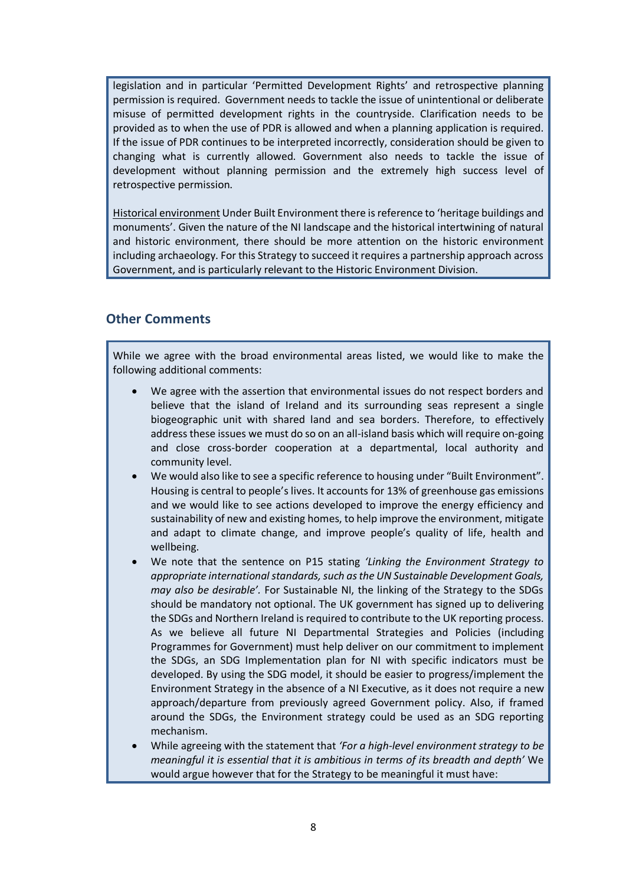legislation and in particular 'Permitted Development Rights' and retrospective planning permission is required. Government needs to tackle the issue of unintentional or deliberate misuse of permitted development rights in the countryside. Clarification needs to be provided as to when the use of PDR is allowed and when a planning application is required. If the issue of PDR continues to be interpreted incorrectly, consideration should be given to changing what is currently allowed. Government also needs to tackle the issue of development without planning permission and the extremely high success level of retrospective permission.

Historical environment Under Built Environment there is reference to 'heritage buildings and monuments'. Given the nature of the NI landscape and the historical intertwining of natural and historic environment, there should be more attention on the historic environment including archaeology. For this Strategy to succeed it requires a partnership approach across Government, and is particularly relevant to the Historic Environment Division.

## Other Comments

While we agree with the broad environmental areas listed, we would like to make the following additional comments:

- We agree with the assertion that environmental issues do not respect borders and believe that the island of Ireland and its surrounding seas represent a single biogeographic unit with shared land and sea borders. Therefore, to effectively address these issues we must do so on an all-island basis which will require on-going and close cross-border cooperation at a departmental, local authority and community level.
- We would also like to see a specific reference to housing under "Built Environment". Housing is central to people's lives. It accounts for 13% of greenhouse gas emissions and we would like to see actions developed to improve the energy efficiency and sustainability of new and existing homes, to help improve the environment, mitigate and adapt to climate change, and improve people's quality of life, health and wellbeing.
- We note that the sentence on P15 stating *'Linking the Environment Strategy to appropriate international standards, such as the UN Sustainable Development Goals, may also be desirable'*. For Sustainable NI, the linking of the Strategy to the SDGs should be mandatory not optional. The UK government has signed up to delivering the SDGs and Northern Ireland is required to contribute to the UK reporting process. As we believe all future NI Departmental Strategies and Policies (including Programmes for Government) must help deliver on our commitment to implement the SDGs, an SDG Implementation plan for NI with specific indicators must be developed. By using the SDG model, it should be easier to progress/implement the Environment Strategy in the absence of a NI Executive, as it does not require a new approach/departure from previously agreed Government policy. Also, if framed around the SDGs, the Environment strategy could be used as an SDG reporting mechanism.
- While agreeing with the statement that *'For a high-level environment strategy to be meaningful it is essential that it is ambitious in terms of its breadth and depth'* We would argue however that for the Strategy to be meaningful it must have: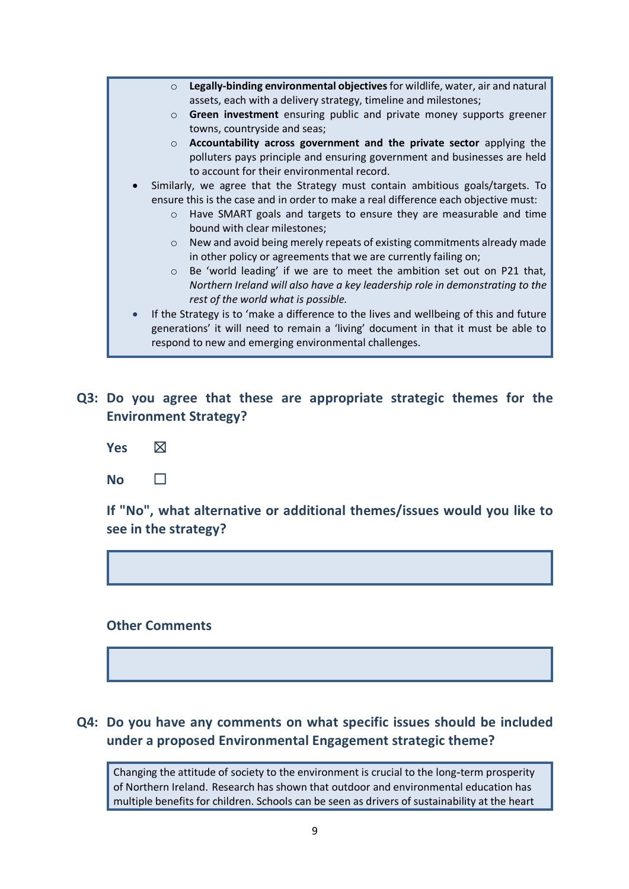- **Legally-binding environmental objectives** for wildlife, water, air and natural assets, each with a delivery strategy, timeline and milestones;
  - **Green investment** ensuring public and private money supports greener towns, countryside and seas;
  - **Accountability across government and the private sector** applying the polluters pays principle and ensuring government and businesses are held to account for their environmental record.
- Similarly, we agree that the Strategy must contain ambitious goals/targets. To ensure this is the case and in order to make a real difference each objective must:
  - Have SMART goals and targets to ensure they are measurable and time bound with clear milestones;
  - New and avoid being merely repeats of existing commitments already made in other policy or agreements that we are currently failing on;
  - Be 'world leading' if we are to meet the ambition set out on P21 that, *Northern Ireland will also have a key leadership role in demonstrating to the rest of the world what is possible.*
- If the Strategy is to 'make a difference to the lives and wellbeing of this and future generations' it will need to remain a 'living' document in that it must be able to respond to new and emerging environmental challenges.

## Q3: Do you agree that these are appropriate strategic themes for the Environment Strategy?

**Yes** ☒

**No** ☐

**If "No", what alternative or additional themes/issues would you like to see in the strategy?**

**Other Comments**

## Q4: Do you have any comments on what specific issues should be included under a proposed Environmental Engagement strategic theme?

Changing the attitude of society to the environment is crucial to the long-term prosperity of Northern Ireland. Research has shown that outdoor and environmental education has multiple benefits for children. Schools can be seen as drivers of sustainability at the heart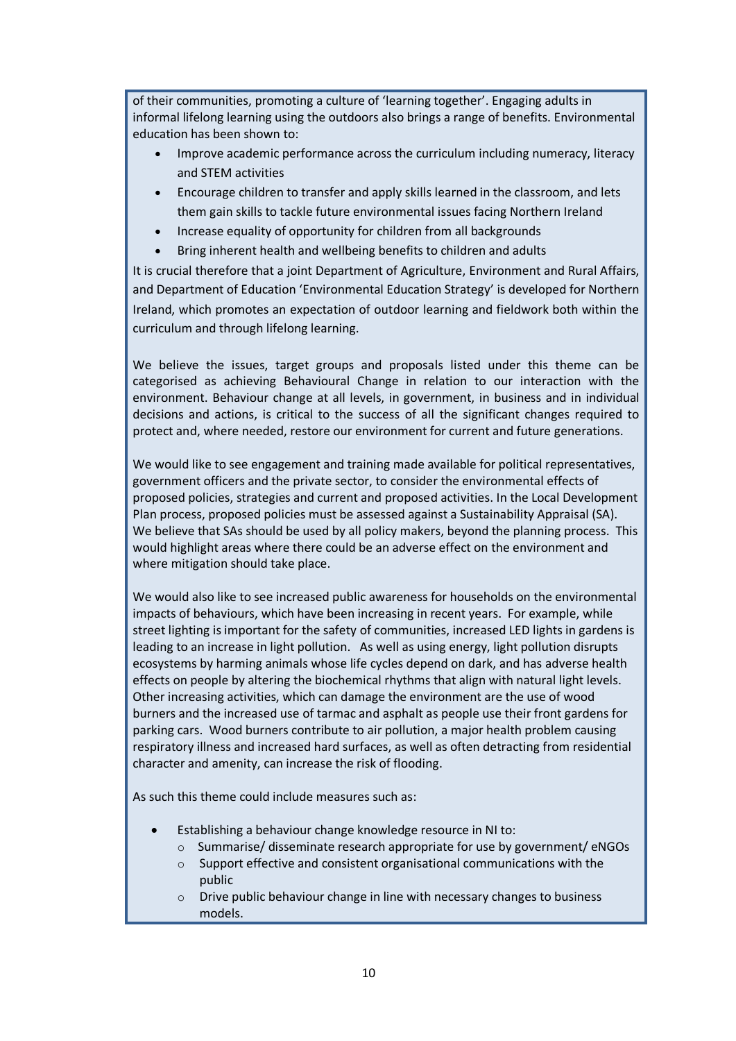of their communities, promoting a culture of 'learning together'. Engaging adults in informal lifelong learning using the outdoors also brings a range of benefits. Environmental education has been shown to:

- Improve academic performance across the curriculum including numeracy, literacy and STEM activities
- Encourage children to transfer and apply skills learned in the classroom, and lets them gain skills to tackle future environmental issues facing Northern Ireland
- Increase equality of opportunity for children from all backgrounds
- Bring inherent health and wellbeing benefits to children and adults

It is crucial therefore that a joint Department of Agriculture, Environment and Rural Affairs, and Department of Education 'Environmental Education Strategy' is developed for Northern Ireland, which promotes an expectation of outdoor learning and fieldwork both within the curriculum and through lifelong learning.

We believe the issues, target groups and proposals listed under this theme can be categorised as achieving Behavioural Change in relation to our interaction with the environment. Behaviour change at all levels, in government, in business and in individual decisions and actions, is critical to the success of all the significant changes required to protect and, where needed, restore our environment for current and future generations.

We would like to see engagement and training made available for political representatives, government officers and the private sector, to consider the environmental effects of proposed policies, strategies and current and proposed activities. In the Local Development Plan process, proposed policies must be assessed against a Sustainability Appraisal (SA). We believe that SAs should be used by all policy makers, beyond the planning process. This would highlight areas where there could be an adverse effect on the environment and where mitigation should take place.

We would also like to see increased public awareness for households on the environmental impacts of behaviours, which have been increasing in recent years. For example, while street lighting is important for the safety of communities, increased LED lights in gardens is leading to an increase in light pollution. As well as using energy, light pollution disrupts ecosystems by harming animals whose life cycles depend on dark, and has adverse health effects on people by altering the biochemical rhythms that align with natural light levels. Other increasing activities, which can damage the environment are the use of wood burners and the increased use of tarmac and asphalt as people use their front gardens for parking cars. Wood burners contribute to air pollution, a major health problem causing respiratory illness and increased hard surfaces, as well as often detracting from residential character and amenity, can increase the risk of flooding.

As such this theme could include measures such as:

- Establishing a behaviour change knowledge resource in NI to:
  - Summarise/ disseminate research appropriate for use by government/ eNGOs
  - Support effective and consistent organisational communications with the public
  - Drive public behaviour change in line with necessary changes to business models.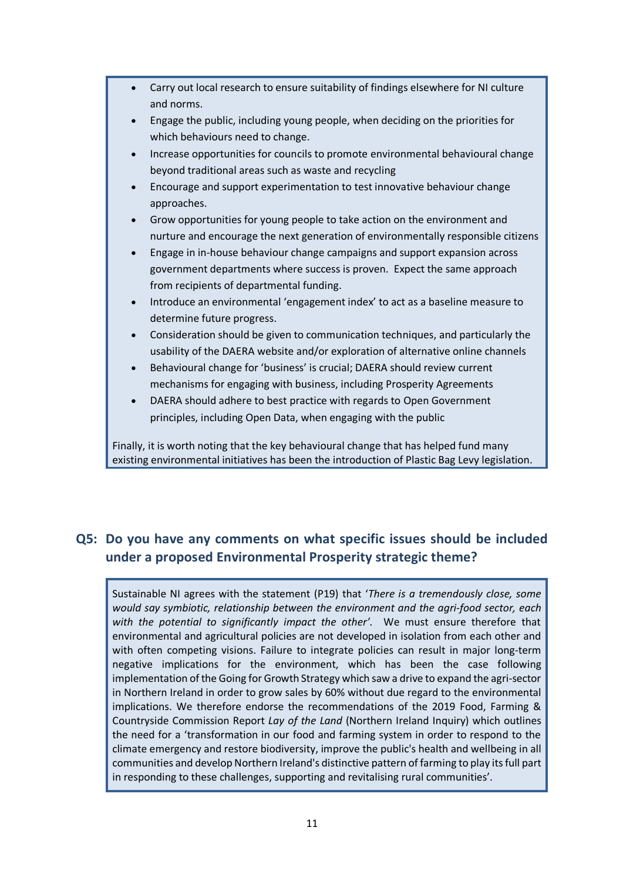- Carry out local research to ensure suitability of findings elsewhere for NI culture and norms.
- Engage the public, including young people, when deciding on the priorities for which behaviours need to change.
- Increase opportunities for councils to promote environmental behavioural change beyond traditional areas such as waste and recycling
- Encourage and support experimentation to test innovative behaviour change approaches.
- Grow opportunities for young people to take action on the environment and nurture and encourage the next generation of environmentally responsible citizens
- Engage in in-house behaviour change campaigns and support expansion across government departments where success is proven. Expect the same approach from recipients of departmental funding.
- Introduce an environmental 'engagement index' to act as a baseline measure to determine future progress.
- Consideration should be given to communication techniques, and particularly the usability of the DAERA website and/or exploration of alternative online channels
- Behavioural change for 'business' is crucial; DAERA should review current mechanisms for engaging with business, including Prosperity Agreements
- DAERA should adhere to best practice with regards to Open Government principles, including Open Data, when engaging with the public

Finally, it is worth noting that the key behavioural change that has helped fund many existing environmental initiatives has been the introduction of Plastic Bag Levy legislation.

## Q5: Do you have any comments on what specific issues should be included under a proposed Environmental Prosperity strategic theme?

Sustainable NI agrees with the statement (P19) that '*There is a tremendously close, some would say symbiotic, relationship between the environment and the agri-food sector, each with the potential to significantly impact the other'.* We must ensure therefore that environmental and agricultural policies are not developed in isolation from each other and with often competing visions. Failure to integrate policies can result in major long-term negative implications for the environment, which has been the case following implementation of the Going for Growth Strategy which saw a drive to expand the agri-sector in Northern Ireland in order to grow sales by 60% without due regard to the environmental implications. We therefore endorse the recommendations of the 2019 Food, Farming & Countryside Commission Report *Lay of the Land* (Northern Ireland Inquiry) which outlines the need for a 'transformation in our food and farming system in order to respond to the climate emergency and restore biodiversity, improve the public's health and wellbeing in all communities and develop Northern Ireland's distinctive pattern of farming to play its full part in responding to these challenges, supporting and revitalising rural communities'.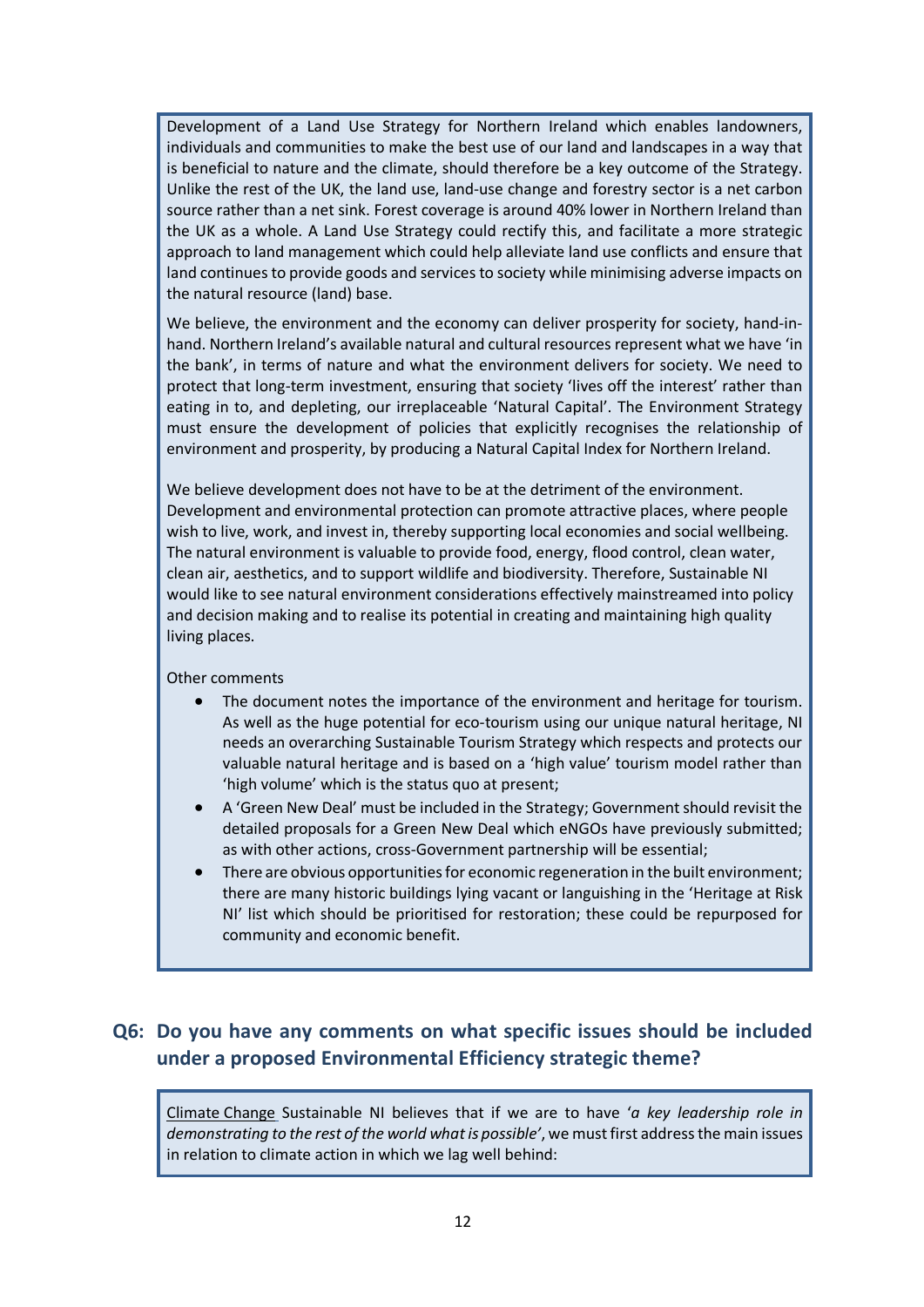Development of a Land Use Strategy for Northern Ireland which enables landowners, individuals and communities to make the best use of our land and landscapes in a way that is beneficial to nature and the climate, should therefore be a key outcome of the Strategy. Unlike the rest of the UK, the land use, land-use change and forestry sector is a net carbon source rather than a net sink. Forest coverage is around 40% lower in Northern Ireland than the UK as a whole. A Land Use Strategy could rectify this, and facilitate a more strategic approach to land management which could help alleviate land use conflicts and ensure that land continues to provide goods and services to society while minimising adverse impacts on the natural resource (land) base.

We believe, the environment and the economy can deliver prosperity for society, hand-in-hand. Northern Ireland's available natural and cultural resources represent what we have 'in the bank', in terms of nature and what the environment delivers for society. We need to protect that long-term investment, ensuring that society 'lives off the interest' rather than eating in to, and depleting, our irreplaceable 'Natural Capital'. The Environment Strategy must ensure the development of policies that explicitly recognises the relationship of environment and prosperity, by producing a Natural Capital Index for Northern Ireland.

We believe development does not have to be at the detriment of the environment. Development and environmental protection can promote attractive places, where people wish to live, work, and invest in, thereby supporting local economies and social wellbeing. The natural environment is valuable to provide food, energy, flood control, clean water, clean air, aesthetics, and to support wildlife and biodiversity. Therefore, Sustainable NI would like to see natural environment considerations effectively mainstreamed into policy and decision making and to realise its potential in creating and maintaining high quality living places.

Other comments

- The document notes the importance of the environment and heritage for tourism. As well as the huge potential for eco-tourism using our unique natural heritage, NI needs an overarching Sustainable Tourism Strategy which respects and protects our valuable natural heritage and is based on a 'high value' tourism model rather than 'high volume' which is the status quo at present;
- A 'Green New Deal' must be included in the Strategy; Government should revisit the detailed proposals for a Green New Deal which eNGOs have previously submitted; as with other actions, cross-Government partnership will be essential;
- There are obvious opportunities for economic regeneration in the built environment; there are many historic buildings lying vacant or languishing in the 'Heritage at Risk NI' list which should be prioritised for restoration; these could be repurposed for community and economic benefit.

## Q6: Do you have any comments on what specific issues should be included under a proposed Environmental Efficiency strategic theme?

<u>Climate Change</u> Sustainable NI believes that if we are to have '*a key leadership role in demonstrating to the rest of the world what is possible*', we must first address the main issues in relation to climate action in which we lag well behind: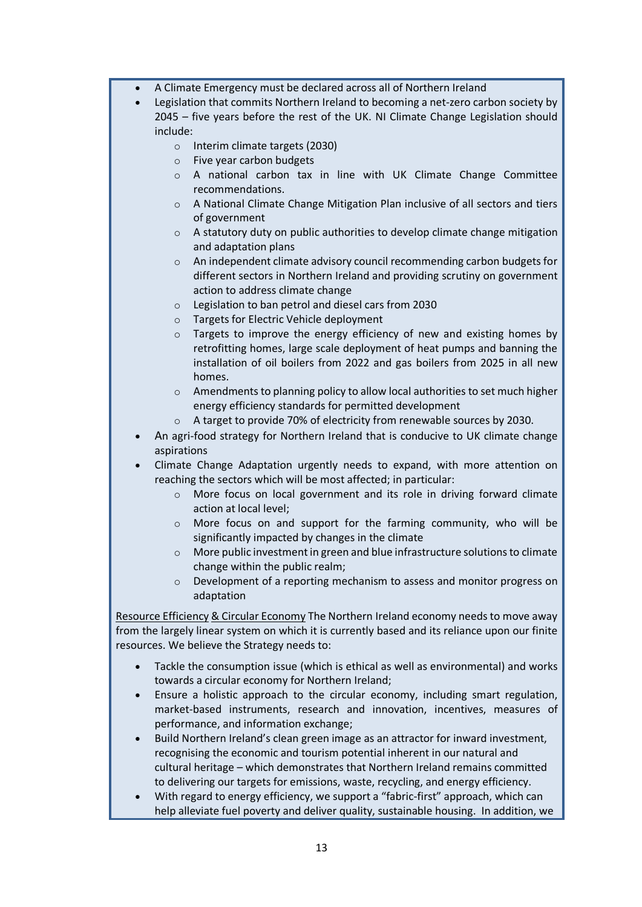- A Climate Emergency must be declared across all of Northern Ireland
- Legislation that commits Northern Ireland to becoming a net-zero carbon society by 2045 – five years before the rest of the UK. NI Climate Change Legislation should include:
  - Interim climate targets (2030)
  - Five year carbon budgets
  - A national carbon tax in line with UK Climate Change Committee recommendations.
  - A National Climate Change Mitigation Plan inclusive of all sectors and tiers of government
  - A statutory duty on public authorities to develop climate change mitigation and adaptation plans
  - An independent climate advisory council recommending carbon budgets for different sectors in Northern Ireland and providing scrutiny on government action to address climate change
  - Legislation to ban petrol and diesel cars from 2030
  - Targets for Electric Vehicle deployment
  - Targets to improve the energy efficiency of new and existing homes by retrofitting homes, large scale deployment of heat pumps and banning the installation of oil boilers from 2022 and gas boilers from 2025 in all new homes.
  - Amendments to planning policy to allow local authorities to set much higher energy efficiency standards for permitted development
  - A target to provide 70% of electricity from renewable sources by 2030.
- An agri-food strategy for Northern Ireland that is conducive to UK climate change aspirations
- Climate Change Adaptation urgently needs to expand, with more attention on reaching the sectors which will be most affected; in particular:
  - More focus on local government and its role in driving forward climate action at local level;
  - More focus on and support for the farming community, who will be significantly impacted by changes in the climate
  - More public investment in green and blue infrastructure solutions to climate change within the public realm;
  - Development of a reporting mechanism to assess and monitor progress on adaptation

<u>Resource Efficiency & Circular Economy</u> The Northern Ireland economy needs to move away from the largely linear system on which it is currently based and its reliance upon our finite resources. We believe the Strategy needs to:

- Tackle the consumption issue (which is ethical as well as environmental) and works towards a circular economy for Northern Ireland;
- Ensure a holistic approach to the circular economy, including smart regulation, market-based instruments, research and innovation, incentives, measures of performance, and information exchange;
- Build Northern Ireland's clean green image as an attractor for inward investment, recognising the economic and tourism potential inherent in our natural and cultural heritage – which demonstrates that Northern Ireland remains committed to delivering our targets for emissions, waste, recycling, and energy efficiency.
- With regard to energy efficiency, we support a "fabric-first" approach, which can help alleviate fuel poverty and deliver quality, sustainable housing. In addition, we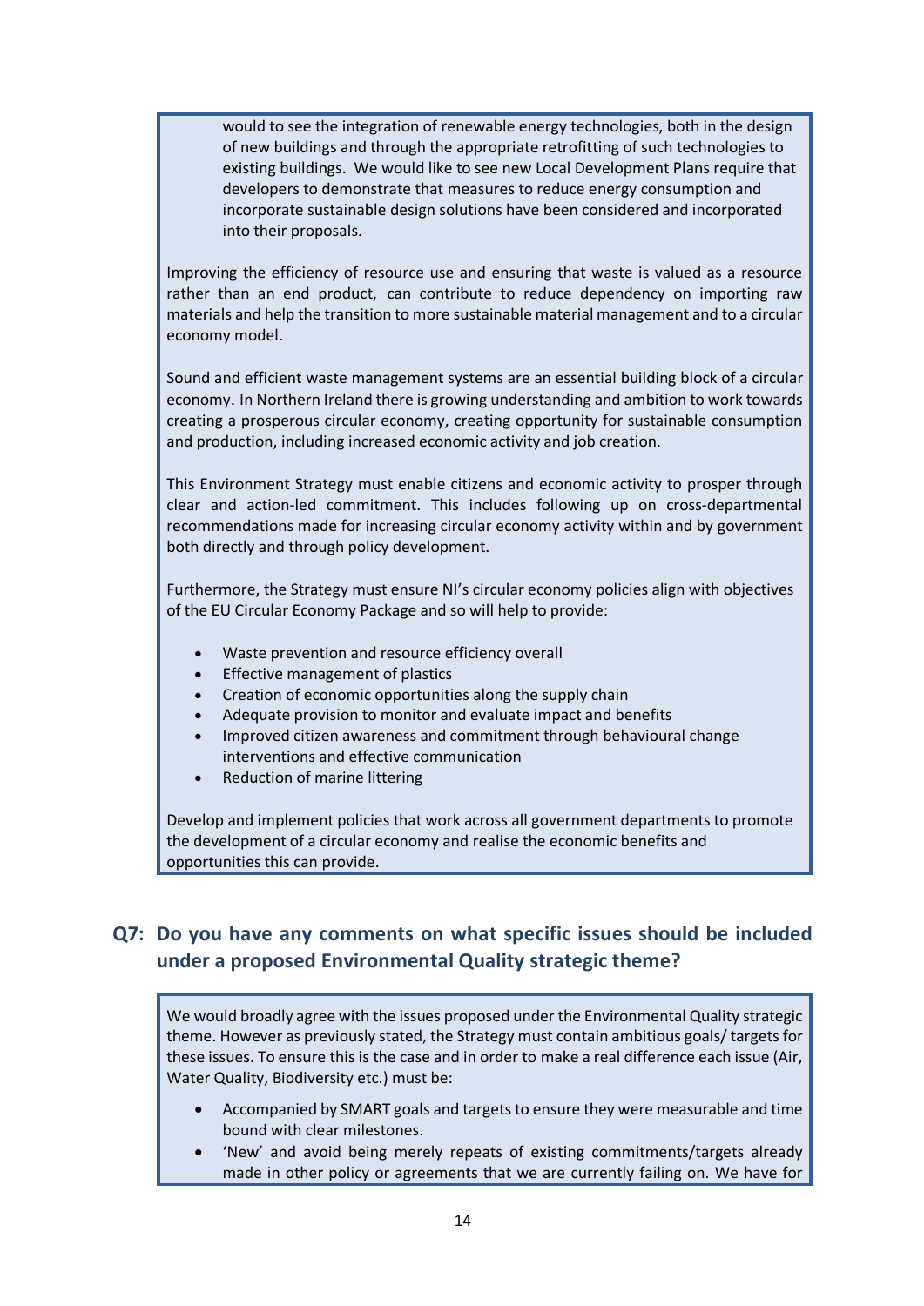would to see the integration of renewable energy technologies, both in the design of new buildings and through the appropriate retrofitting of such technologies to existing buildings. We would like to see new Local Development Plans require that developers to demonstrate that measures to reduce energy consumption and incorporate sustainable design solutions have been considered and incorporated into their proposals.

Improving the efficiency of resource use and ensuring that waste is valued as a resource rather than an end product, can contribute to reduce dependency on importing raw materials and help the transition to more sustainable material management and to a circular economy model.

Sound and efficient waste management systems are an essential building block of a circular economy. In Northern Ireland there is growing understanding and ambition to work towards creating a prosperous circular economy, creating opportunity for sustainable consumption and production, including increased economic activity and job creation.

This Environment Strategy must enable citizens and economic activity to prosper through clear and action-led commitment. This includes following up on cross-departmental recommendations made for increasing circular economy activity within and by government both directly and through policy development.

Furthermore, the Strategy must ensure NI's circular economy policies align with objectives of the EU Circular Economy Package and so will help to provide:

- Waste prevention and resource efficiency overall
- Effective management of plastics
- Creation of economic opportunities along the supply chain
- Adequate provision to monitor and evaluate impact and benefits
- Improved citizen awareness and commitment through behavioural change interventions and effective communication
- Reduction of marine littering

Develop and implement policies that work across all government departments to promote the development of a circular economy and realise the economic benefits and opportunities this can provide.

## Q7: Do you have any comments on what specific issues should be included under a proposed Environmental Quality strategic theme?

We would broadly agree with the issues proposed under the Environmental Quality strategic theme. However as previously stated, the Strategy must contain ambitious goals/ targets for these issues. To ensure this is the case and in order to make a real difference each issue (Air, Water Quality, Biodiversity etc.) must be:

- Accompanied by SMART goals and targets to ensure they were measurable and time bound with clear milestones.
- 'New' and avoid being merely repeats of existing commitments/targets already made in other policy or agreements that we are currently failing on. We have for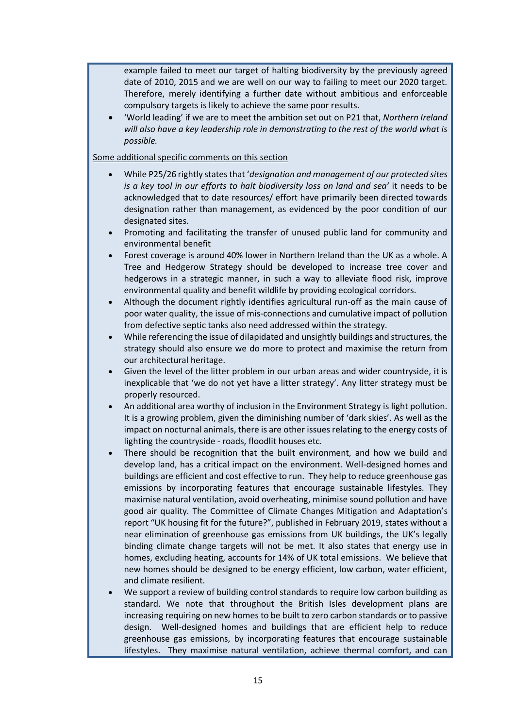example failed to meet our target of halting biodiversity by the previously agreed date of 2010, 2015 and we are well on our way to failing to meet our 2020 target. Therefore, merely identifying a further date without ambitious and enforceable compulsory targets is likely to achieve the same poor results.

- 'World leading' if we are to meet the ambition set out on P21 that, *Northern Ireland will also have a key leadership role in demonstrating to the rest of the world what is possible.*

Some additional specific comments on this section

- While P25/26 rightly states that '*designation and management of our protected sites is a key tool in our efforts to halt biodiversity loss on land and sea*' it needs to be acknowledged that to date resources/ effort have primarily been directed towards designation rather than management, as evidenced by the poor condition of our designated sites.
- Promoting and facilitating the transfer of unused public land for community and environmental benefit
- Forest coverage is around 40% lower in Northern Ireland than the UK as a whole. A Tree and Hedgerow Strategy should be developed to increase tree cover and hedgerows in a strategic manner, in such a way to alleviate flood risk, improve environmental quality and benefit wildlife by providing ecological corridors.
- Although the document rightly identifies agricultural run-off as the main cause of poor water quality, the issue of mis-connections and cumulative impact of pollution from defective septic tanks also need addressed within the strategy.
- While referencing the issue of dilapidated and unsightly buildings and structures, the strategy should also ensure we do more to protect and maximise the return from our architectural heritage.
- Given the level of the litter problem in our urban areas and wider countryside, it is inexplicable that 'we do not yet have a litter strategy'. Any litter strategy must be properly resourced.
- An additional area worthy of inclusion in the Environment Strategy is light pollution. It is a growing problem, given the diminishing number of 'dark skies'. As well as the impact on nocturnal animals, there is are other issues relating to the energy costs of lighting the countryside - roads, floodlit houses etc.
- There should be recognition that the built environment, and how we build and develop land, has a critical impact on the environment. Well-designed homes and buildings are efficient and cost effective to run. They help to reduce greenhouse gas emissions by incorporating features that encourage sustainable lifestyles. They maximise natural ventilation, avoid overheating, minimise sound pollution and have good air quality. The Committee of Climate Changes Mitigation and Adaptation's report "UK housing fit for the future?", published in February 2019, states without a near elimination of greenhouse gas emissions from UK buildings, the UK's legally binding climate change targets will not be met. It also states that energy use in homes, excluding heating, accounts for 14% of UK total emissions. We believe that new homes should be designed to be energy efficient, low carbon, water efficient, and climate resilient.
- We support a review of building control standards to require low carbon building as standard. We note that throughout the British Isles development plans are increasing requiring on new homes to be built to zero carbon standards or to passive design. Well-designed homes and buildings that are efficient help to reduce greenhouse gas emissions, by incorporating features that encourage sustainable lifestyles. They maximise natural ventilation, achieve thermal comfort, and can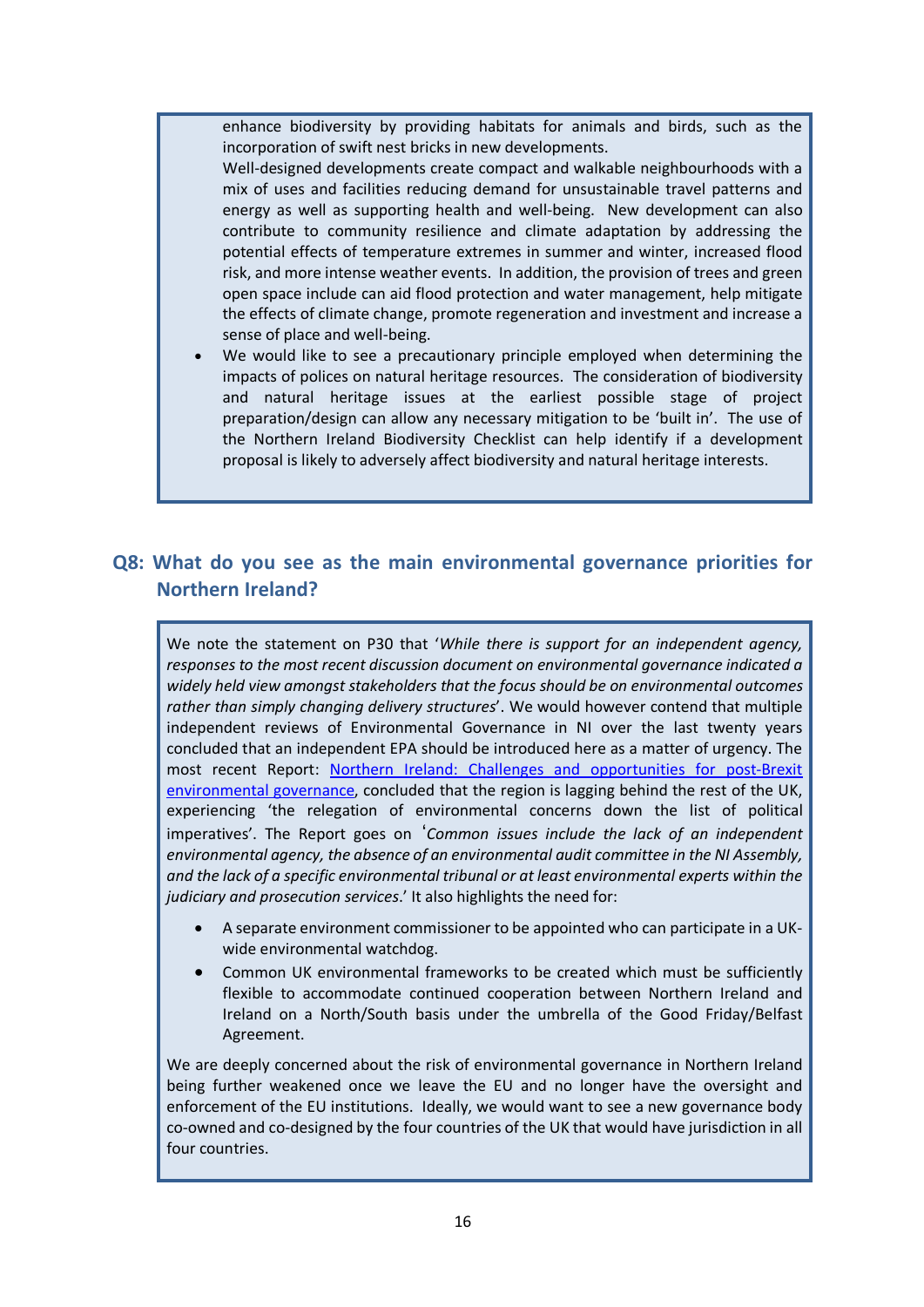enhance biodiversity by providing habitats for animals and birds, such as the incorporation of swift nest bricks in new developments.

Well-designed developments create compact and walkable neighbourhoods with a mix of uses and facilities reducing demand for unsustainable travel patterns and energy as well as supporting health and well-being. New development can also contribute to community resilience and climate adaptation by addressing the potential effects of temperature extremes in summer and winter, increased flood risk, and more intense weather events. In addition, the provision of trees and green open space include can aid flood protection and water management, help mitigate the effects of climate change, promote regeneration and investment and increase a sense of place and well-being.

- We would like to see a precautionary principle employed when determining the impacts of polices on natural heritage resources. The consideration of biodiversity and natural heritage issues at the earliest possible stage of project preparation/design can allow any necessary mitigation to be 'built in'. The use of the Northern Ireland Biodiversity Checklist can help identify if a development proposal is likely to adversely affect biodiversity and natural heritage interests.

## Q8: What do you see as the main environmental governance priorities for Northern Ireland?

We note the statement on P30 that '*While there is support for an independent agency, responses to the most recent discussion document on environmental governance indicated a widely held view amongst stakeholders that the focus should be on environmental outcomes rather than simply changing delivery structures*'. We would however contend that multiple independent reviews of Environmental Governance in NI over the last twenty years concluded that an independent EPA should be introduced here as a matter of urgency. The most recent Report: [Northern Ireland: Challenges and opportunities for post-Brexit environmental governance](), concluded that the region is lagging behind the rest of the UK, experiencing 'the relegation of environmental concerns down the list of political imperatives'. The Report goes on '*Common issues include the lack of an independent environmental agency, the absence of an environmental audit committee in the NI Assembly, and the lack of a specific environmental tribunal or at least environmental experts within the judiciary and prosecution services*.' It also highlights the need for:

- A separate environment commissioner to be appointed who can participate in a UK-wide environmental watchdog.
- Common UK environmental frameworks to be created which must be sufficiently flexible to accommodate continued cooperation between Northern Ireland and Ireland on a North/South basis under the umbrella of the Good Friday/Belfast Agreement.

We are deeply concerned about the risk of environmental governance in Northern Ireland being further weakened once we leave the EU and no longer have the oversight and enforcement of the EU institutions. Ideally, we would want to see a new governance body co-owned and co-designed by the four countries of the UK that would have jurisdiction in all four countries.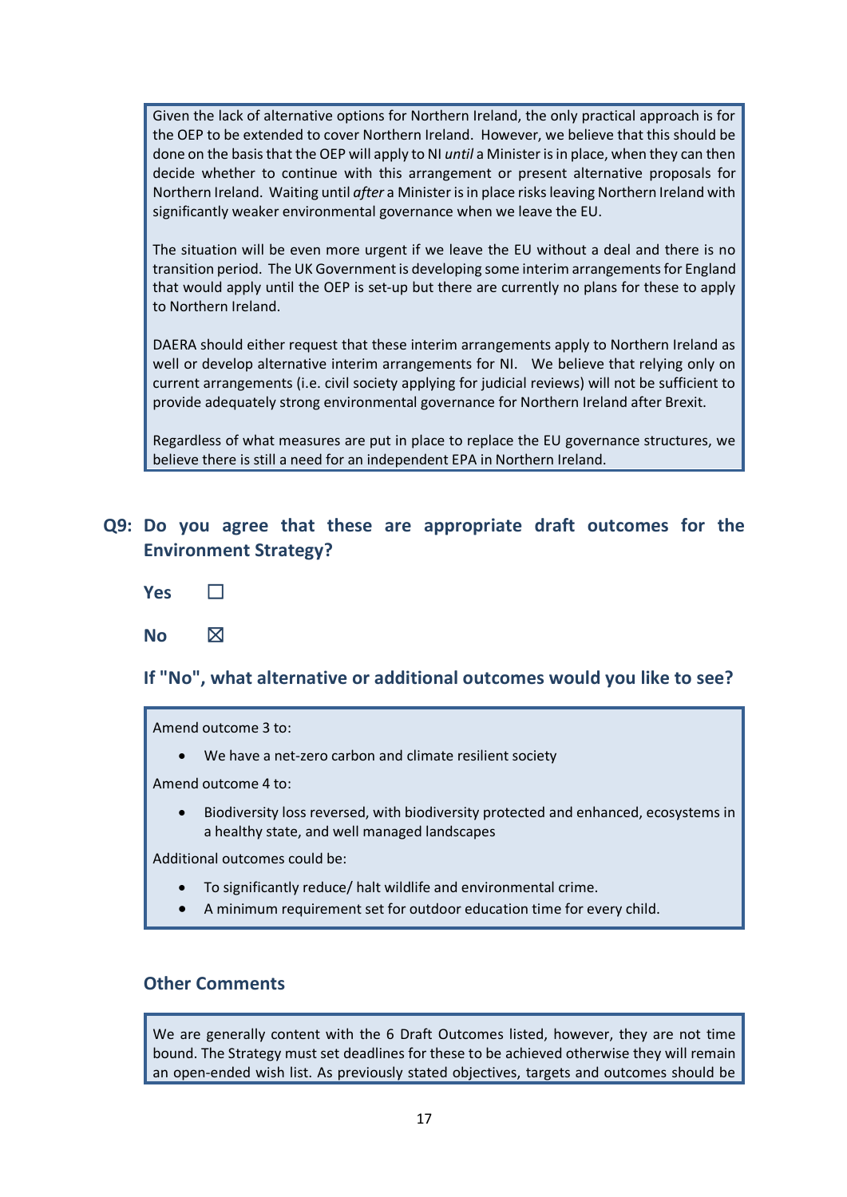Given the lack of alternative options for Northern Ireland, the only practical approach is for the OEP to be extended to cover Northern Ireland. However, we believe that this should be done on the basis that the OEP will apply to NI *until* a Minister is in place, when they can then decide whether to continue with this arrangement or present alternative proposals for Northern Ireland. Waiting until *after* a Minister is in place risks leaving Northern Ireland with significantly weaker environmental governance when we leave the EU.

The situation will be even more urgent if we leave the EU without a deal and there is no transition period. The UK Government is developing some interim arrangements for England that would apply until the OEP is set-up but there are currently no plans for these to apply to Northern Ireland.

DAERA should either request that these interim arrangements apply to Northern Ireland as well or develop alternative interim arrangements for NI. We believe that relying only on current arrangements (i.e. civil society applying for judicial reviews) will not be sufficient to provide adequately strong environmental governance for Northern Ireland after Brexit.

Regardless of what measures are put in place to replace the EU governance structures, we believe there is still a need for an independent EPA in Northern Ireland.

## Q9: Do you agree that these are appropriate draft outcomes for the Environment Strategy?

**Yes** ☐

**No** ☒

### If "No", what alternative or additional outcomes would you like to see?

Amend outcome 3 to:

- We have a net-zero carbon and climate resilient society

Amend outcome 4 to:

- Biodiversity loss reversed, with biodiversity protected and enhanced, ecosystems in a healthy state, and well managed landscapes

Additional outcomes could be:

- To significantly reduce/ halt wildlife and environmental crime.
- A minimum requirement set for outdoor education time for every child.

### Other Comments

We are generally content with the 6 Draft Outcomes listed, however, they are not time bound. The Strategy must set deadlines for these to be achieved otherwise they will remain an open-ended wish list. As previously stated objectives, targets and outcomes should be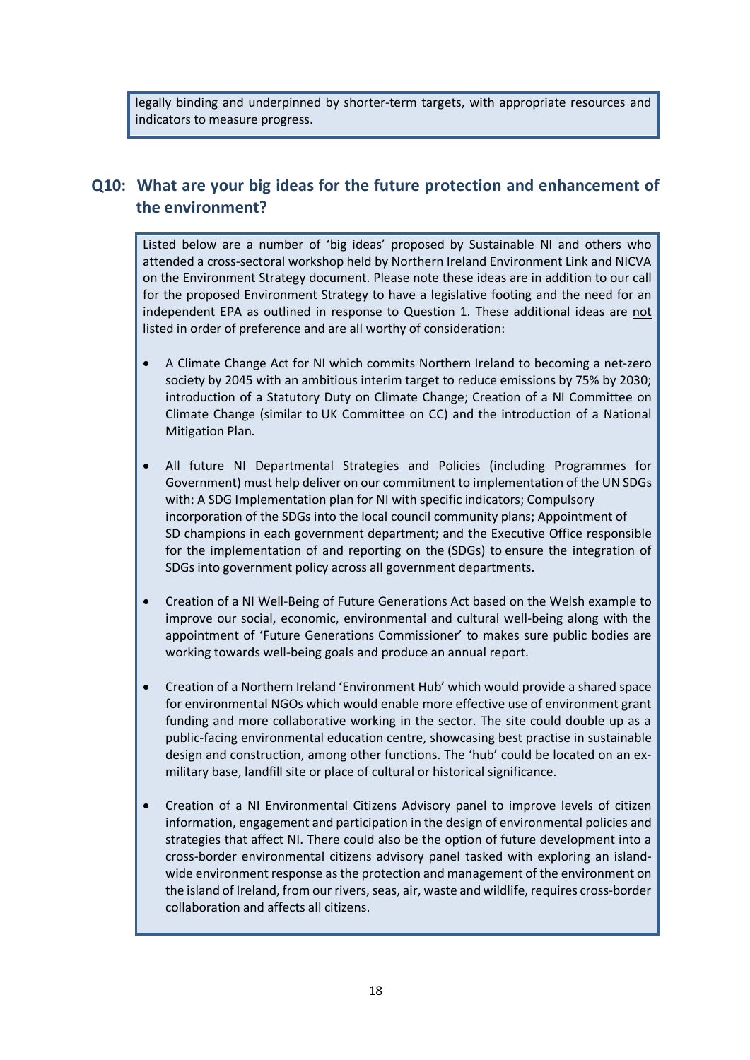legally binding and underpinned by shorter-term targets, with appropriate resources and indicators to measure progress.

## Q10: What are your big ideas for the future protection and enhancement of the environment?

Listed below are a number of 'big ideas' proposed by Sustainable NI and others who attended a cross-sectoral workshop held by Northern Ireland Environment Link and NICVA on the Environment Strategy document. Please note these ideas are in addition to our call for the proposed Environment Strategy to have a legislative footing and the need for an independent EPA as outlined in response to Question 1. These additional ideas are not listed in order of preference and are all worthy of consideration:

- A Climate Change Act for NI which commits Northern Ireland to becoming a net-zero society by 2045 with an ambitious interim target to reduce emissions by 75% by 2030; introduction of a Statutory Duty on Climate Change; Creation of a NI Committee on Climate Change (similar to UK Committee on CC) and the introduction of a National Mitigation Plan.

- All future NI Departmental Strategies and Policies (including Programmes for Government) must help deliver on our commitment to implementation of the UN SDGs with: A SDG Implementation plan for NI with specific indicators; Compulsory incorporation of the SDGs into the local council community plans; Appointment of SD champions in each government department; and the Executive Office responsible for the implementation of and reporting on the (SDGs) to ensure the integration of SDGs into government policy across all government departments.

- Creation of a NI Well-Being of Future Generations Act based on the Welsh example to improve our social, economic, environmental and cultural well-being along with the appointment of 'Future Generations Commissioner' to makes sure public bodies are working towards well-being goals and produce an annual report.

- Creation of a Northern Ireland 'Environment Hub' which would provide a shared space for environmental NGOs which would enable more effective use of environment grant funding and more collaborative working in the sector. The site could double up as a public-facing environmental education centre, showcasing best practise in sustainable design and construction, among other functions. The 'hub' could be located on an ex-military base, landfill site or place of cultural or historical significance.

- Creation of a NI Environmental Citizens Advisory panel to improve levels of citizen information, engagement and participation in the design of environmental policies and strategies that affect NI. There could also be the option of future development into a cross-border environmental citizens advisory panel tasked with exploring an island-wide environment response as the protection and management of the environment on the island of Ireland, from our rivers, seas, air, waste and wildlife, requires cross-border collaboration and affects all citizens.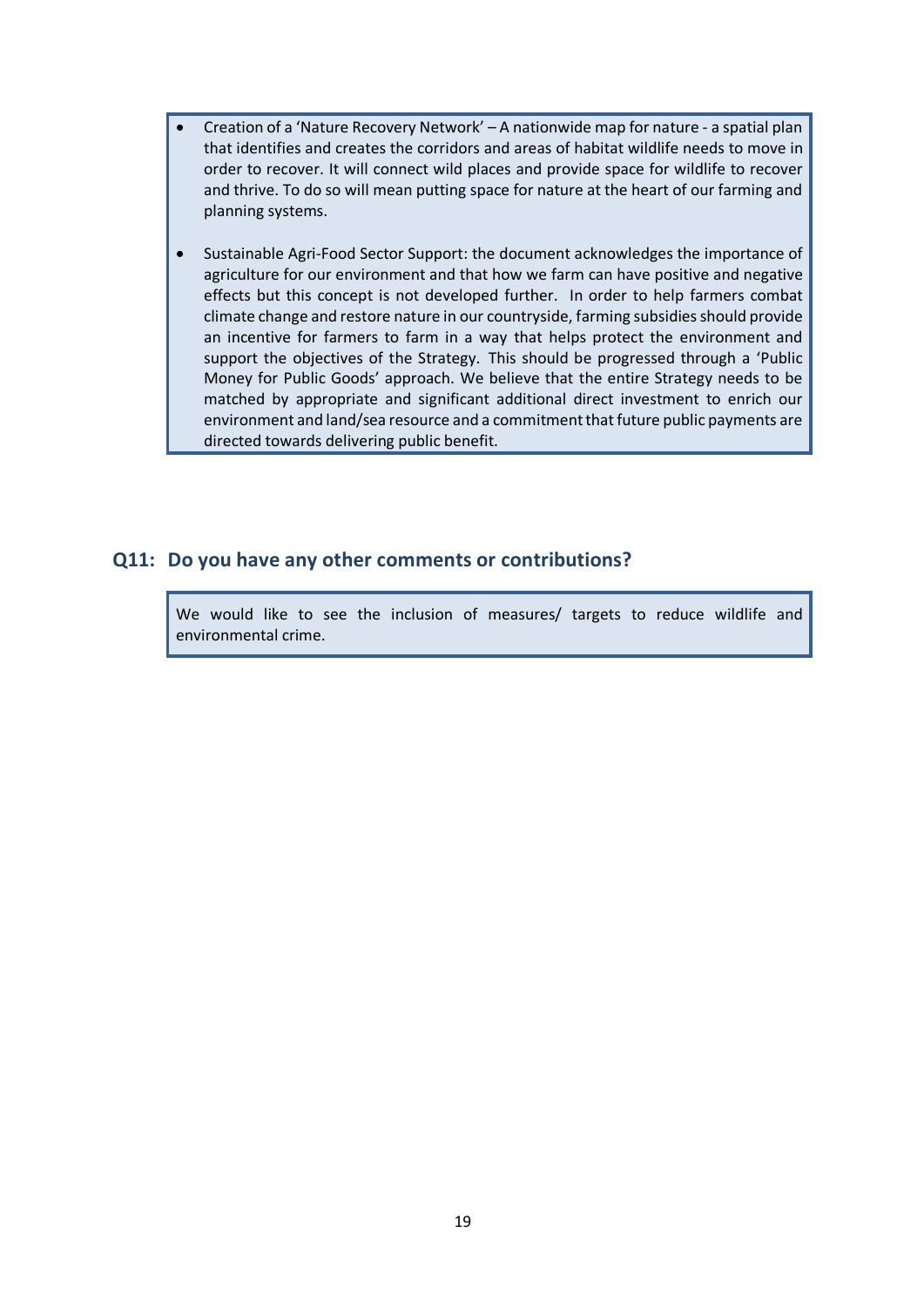- Creation of a 'Nature Recovery Network' – A nationwide map for nature - a spatial plan that identifies and creates the corridors and areas of habitat wildlife needs to move in order to recover. It will connect wild places and provide space for wildlife to recover and thrive. To do so will mean putting space for nature at the heart of our farming and planning systems.

- Sustainable Agri-Food Sector Support: the document acknowledges the importance of agriculture for our environment and that how we farm can have positive and negative effects but this concept is not developed further. In order to help farmers combat climate change and restore nature in our countryside, farming subsidies should provide an incentive for farmers to farm in a way that helps protect the environment and support the objectives of the Strategy. This should be progressed through a 'Public Money for Public Goods' approach. We believe that the entire Strategy needs to be matched by appropriate and significant additional direct investment to enrich our environment and land/sea resource and a commitment that future public payments are directed towards delivering public benefit.

## Q11: Do you have any other comments or contributions?

We would like to see the inclusion of measures/ targets to reduce wildlife and environmental crime.